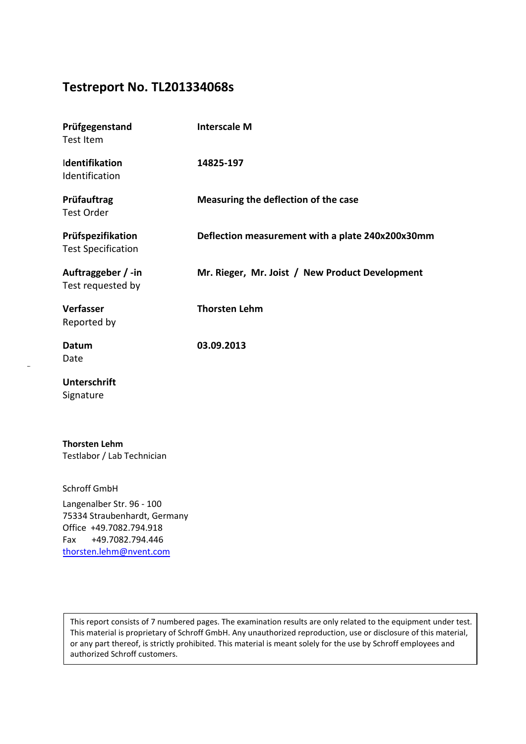# Testreport No. TL201334068s

| | |
|---|---|
| **Prüfgegenstand**<br>Test Item | **Interscale M** |
| **Identifikation**<br>Identification | **14825-197** |
| **Prüfauftrag**<br>Test Order | **Measuring the deflection of the case** |
| **Prüfspezifikation**<br>Test Specification | **Deflection measurement with a plate 240x200x30mm** |
| **Auftraggeber / -in**<br>Test requested by | **Mr. Rieger, Mr. Joist / New Product Development** |
| **Verfasser**<br>Reported by | **Thorsten Lehm** |
| **Datum**<br>Date | **03.09.2013** |
| **Unterschrift**<br>Signature | |

**Thorsten Lehm**
Testlabor / Lab Technician

Schroff GmbH

Langenalber Str. 96 - 100
75334 Straubenhardt, Germany
Office +49.7082.794.918
Fax +49.7082.794.446
thorsten.lehm@nvent.com

This report consists of 7 numbered pages. The examination results are only related to the equipment under test. This material is proprietary of Schroff GmbH. Any unauthorized reproduction, use or disclosure of this material, or any part thereof, is strictly prohibited. This material is meant solely for the use by Schroff employees and authorized Schroff customers.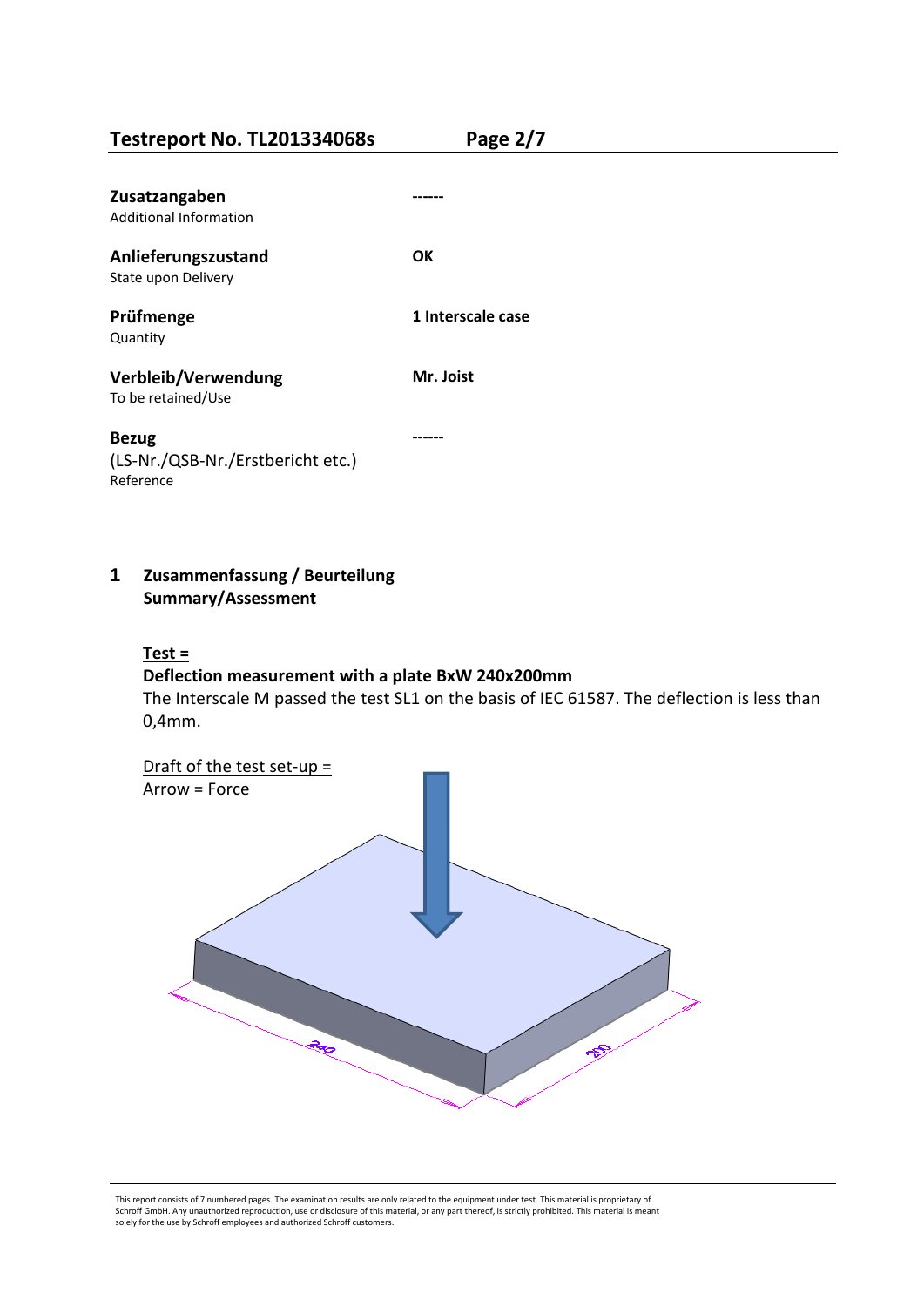| | |
|---|---|
| **Zusatzangaben**<br>Additional Information | **------** |
| **Anlieferungszustand**<br>State upon Delivery | **OK** |
| **Prüfmenge**<br>Quantity | **1 Interscale case** |
| **Verbleib/Verwendung**<br>To be retained/Use | **Mr. Joist** |
| **Bezug**<br>(LS-Nr./QSB-Nr./Erstbericht etc.)<br>Reference | **------** |

## 1 Zusammenfassung / Beurteilung<br>Summary/Assessment

<u>**Test =**</u>

**Deflection measurement with a plate BxW 240x200mm**

The Interscale M passed the test SL1 on the basis of IEC 61587. The deflection is less than 0,4mm.

<u>Draft of the test set-up =</u>

Arrow = Force

This report consists of 7 numbered pages. The examination results are only related to the equipment under test. This material is proprietary of Schroff GmbH. Any unauthorized reproduction, use or disclosure of this material, or any part thereof, is strictly prohibited. This material is meant solely for the use by Schroff employees and authorized Schroff customers.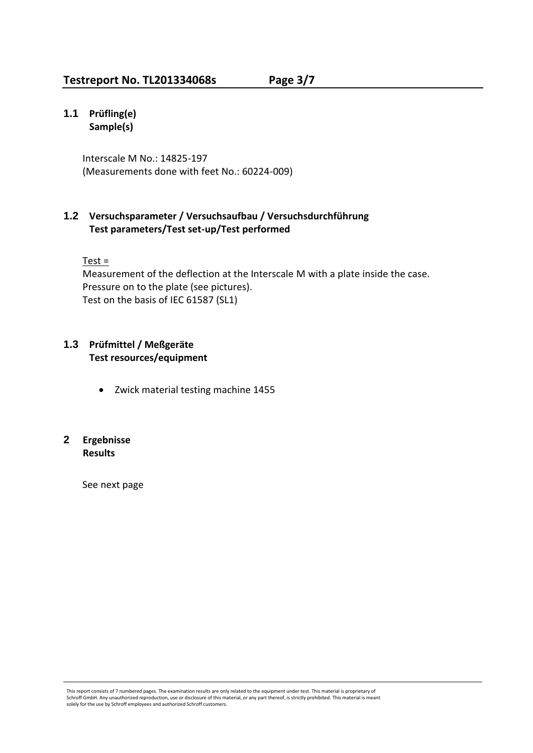## 1.1 Prüfling(e)
**Sample(s)**

Interscale M No.: 14825-197
(Measurements done with feet No.: 60224-009)

## 1.2 Versuchsparameter / Versuchsaufbau / Versuchsdurchführung
**Test parameters/Test set-up/Test performed**

<u>Test =</u>
Measurement of the deflection at the Interscale M with a plate inside the case.
Pressure on to the plate (see pictures).
Test on the basis of IEC 61587 (SL1)

## 1.3 Prüfmittel / Meßgeräte
**Test resources/equipment**

- Zwick material testing machine 1455

# 2 Ergebnisse
**Results**

See next page

This report consists of 7 numbered pages. The examination results are only related to the equipment under test. This material is proprietary of Schroff GmbH. Any unauthorized reproduction, use or disclosure of this material, or any part thereof, is strictly prohibited. This material is meant solely for the use by Schroff employees and authorized Schroff customers.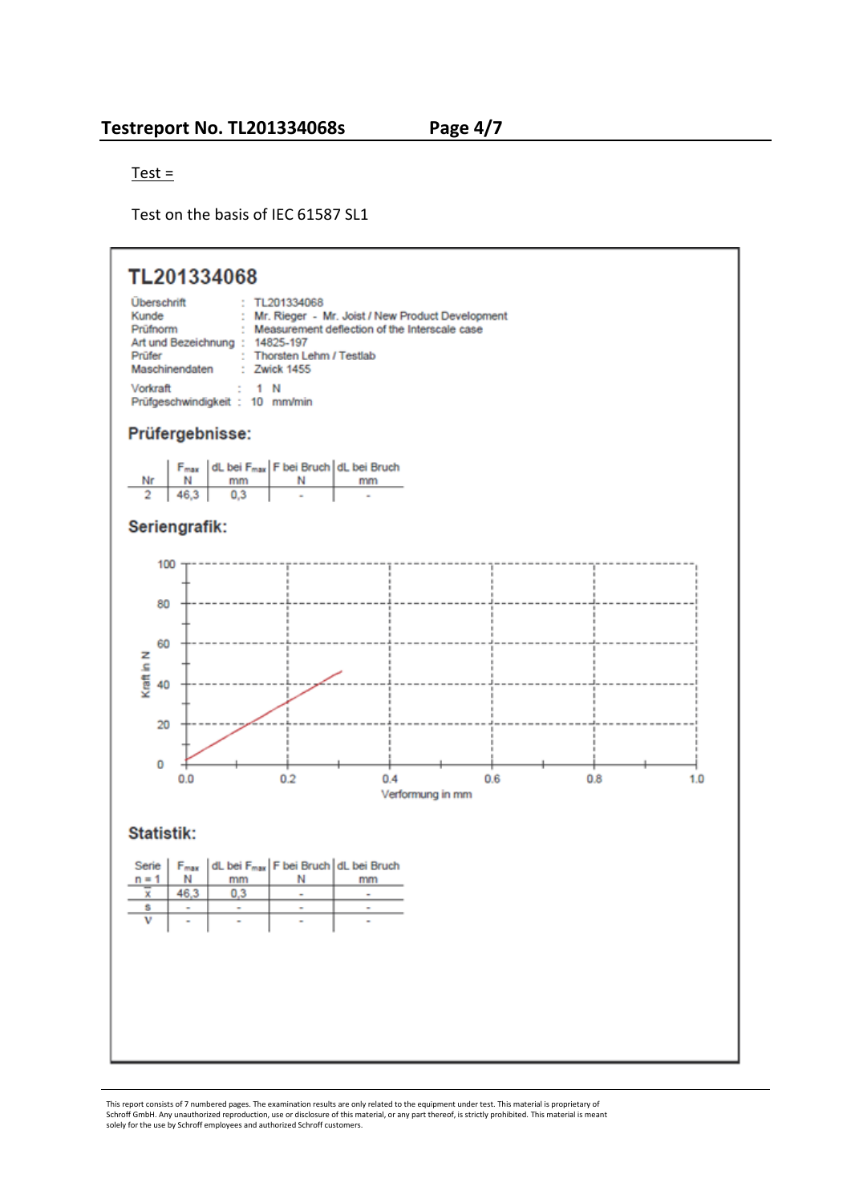Test =

Test on the basis of IEC 61587 SL1

## TL201334068

| | | |
|---|---|---|
| Überschrift | : | TL201334068 |
| Kunde | : | Mr. Rieger - Mr. Joist / New Product Development |
| Prüfnorm | : | Measurement deflection of the Interscale case |
| Art und Bezeichnung | : | 14825-197 |
| Prüfer | : | Thorsten Lehm / Testlab |
| Maschinendaten | : | Zwick 1455 |
| Vorkraft | : | 1 N |
| Prüfgeschwindigkeit | : | 10 mm/min |

### Prüfergebnisse:

| Nr | $F_{max}$ N | dL bei $F_{max}$ mm | F bei Bruch N | dL bei Bruch mm |
|---|---|---|---|---|
| 2 | 46,3 | 0,3 | - | - |

### Seriengrafik:

### Statistik:

| Serie n = 1 | $F_{max}$ N | dL bei $F_{max}$ mm | F bei Bruch N | dL bei Bruch mm |
|---|---|---|---|---|
| $\bar{x}$ | 46,3 | 0,3 | - | - |
| s | - | - | - | - |
| ν | - | - | - | - |

This report consists of 7 numbered pages. The examination results are only related to the equipment under test. This material is proprietary of Schroff GmbH. Any unauthorized reproduction, use or disclosure of this material, or any part thereof, is strictly prohibited. This material is meant solely for the use by Schroff employees and authorized Schroff customers.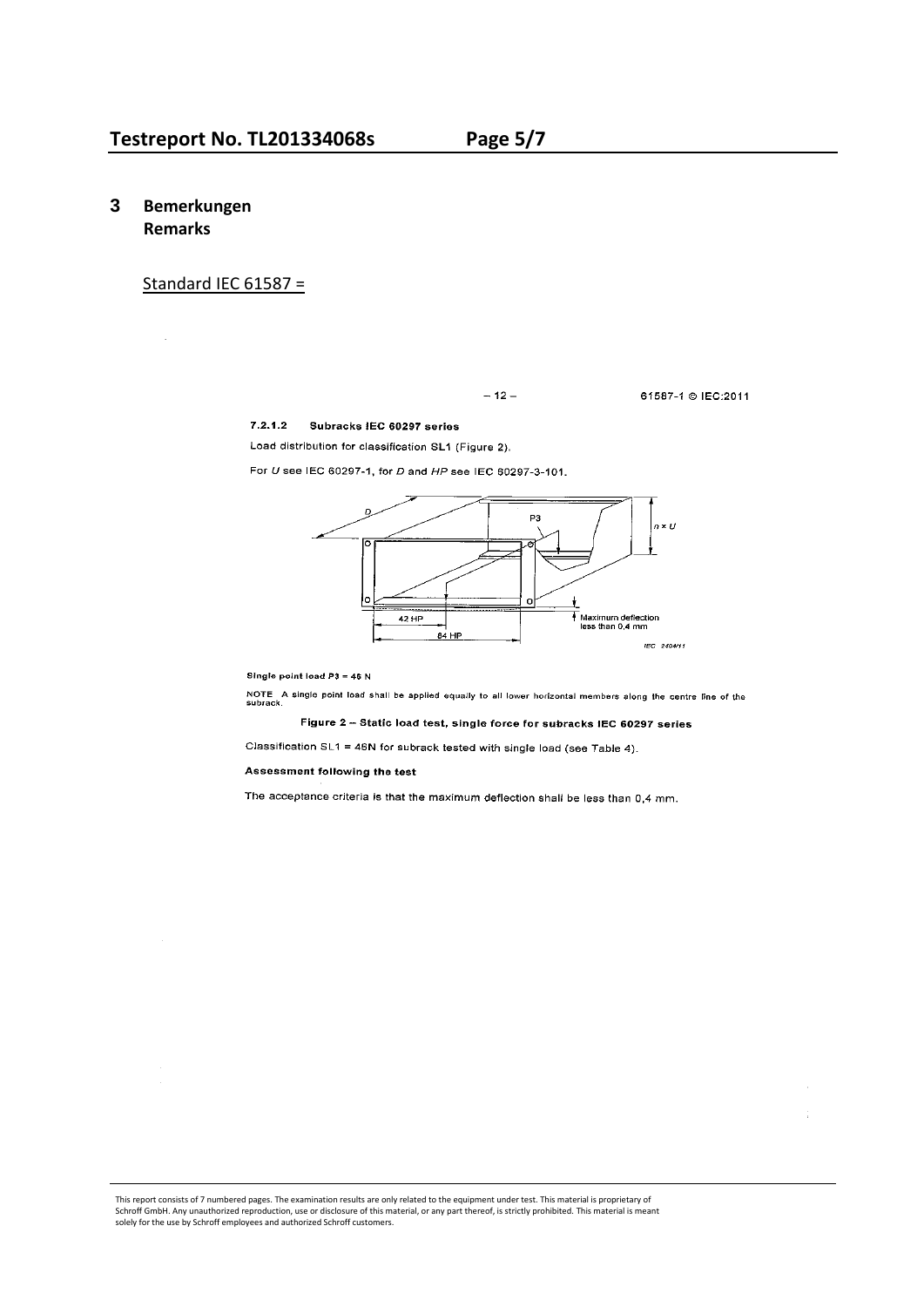## 3 Bemerkungen
Remarks

Standard IEC 61587 =

– 12 – 61587-1 © IEC:2011

#### 7.2.1.2 Subracks IEC 60297 series

Load distribution for classification SL1 (Figure 2).

For $U$ see IEC 60297-1, for $D$ and $HP$ see IEC 60297-3-101.

Single point load $P3$ = 45 N

NOTE A single point load shall be applied equally to all lower horizontal members along the centre line of the subrack.

**Figure 2 – Static load test, single force for subracks IEC 60297 series**

Classification SL1 = 45N for subrack tested with single load (see Table 4).

**Assessment following the test**

The acceptance criteria is that the maximum deflection shall be less than 0,4 mm.

This report consists of 7 numbered pages. The examination results are only related to the equipment under test. This material is proprietary of Schroff GmbH. Any unauthorized reproduction, use or disclosure of this material, or any part thereof, is strictly prohibited. This material is meant solely for the use by Schroff employees and authorized Schroff customers.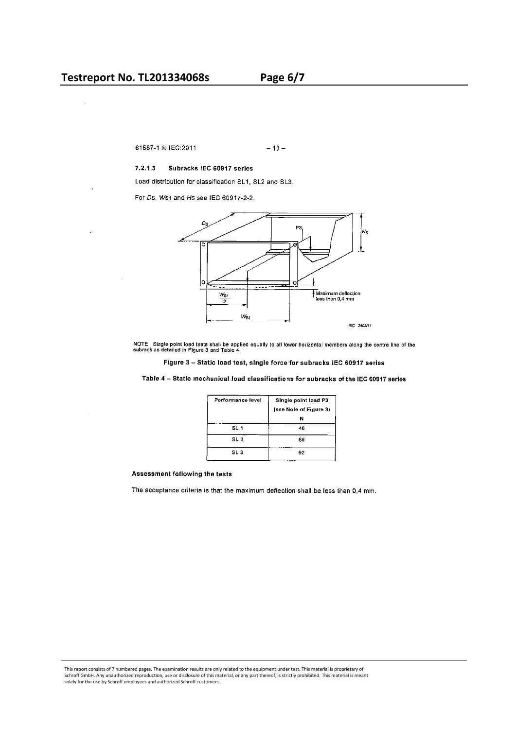61587-1 © IEC:2011 – 13 –

#### 7.2.1.3 Subracks IEC 60917 series

Load distribution for classification SL1, SL2 and SL3.

For $D_S$, $W_{S1}$ and $H_S$ see IEC 60917-2-2.

NOTE Single point load tests shall be applied equally to all lower horizontal members along the centre line of the subrack as detailed in Figure 3 and Table 4.

**Figure 3 – Static load test, single force for subracks IEC 60917 series**

**Table 4 – Static mechanical load classifications for subracks of the IEC 60917 series**

| Performance level | Single point load P3 (see Note of Figure 3) N |
|---|---|
| SL 1 | 46 |
| SL 2 | 69 |
| SL 3 | 92 |

**Assessment following the tests**

The acceptance criteria is that the maximum deflection shall be less than 0,4 mm.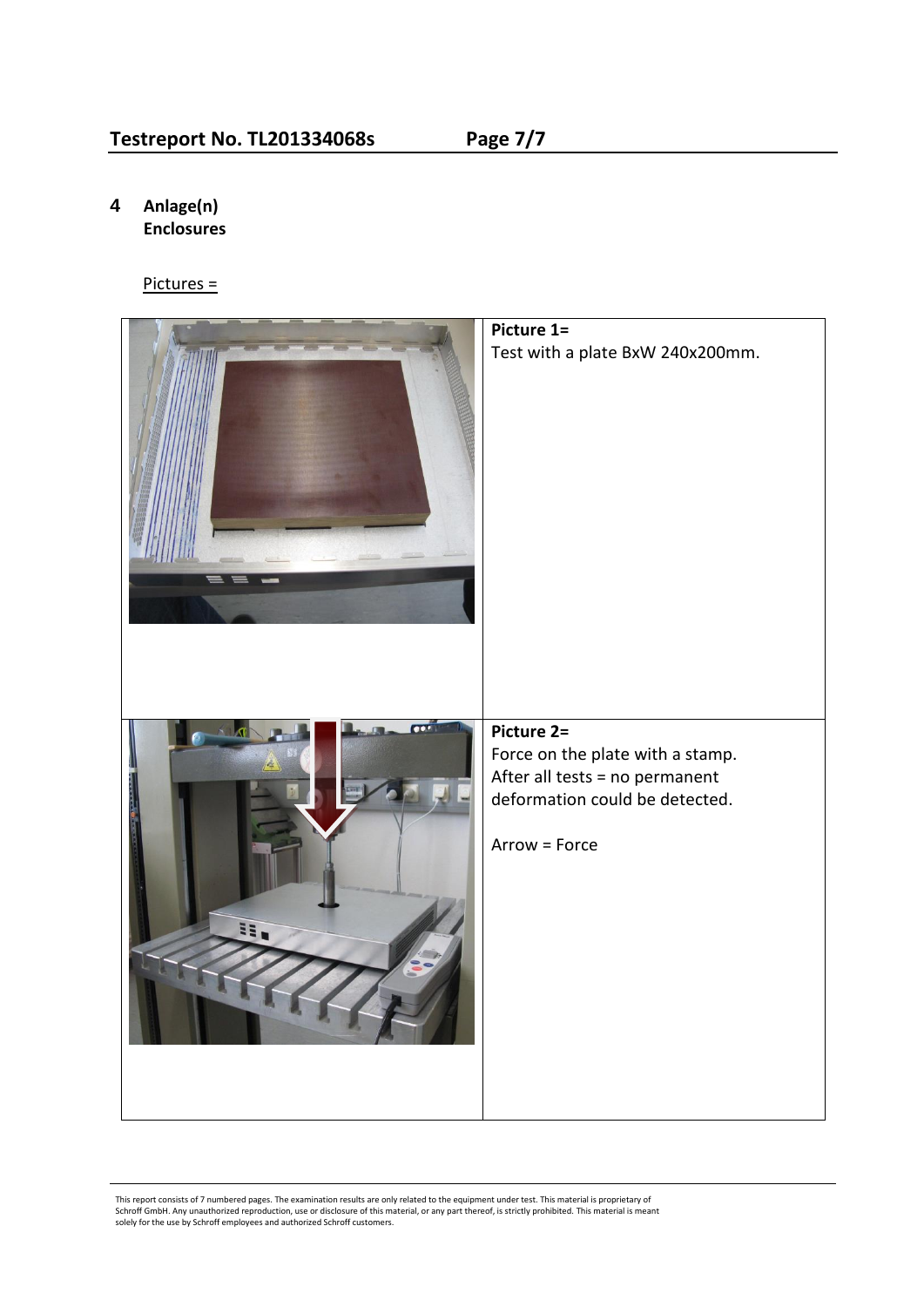## 4 Anlage(n)
**Enclosures**

Pictures =

| | |
|---|---|
| | **Picture 1=**<br>Test with a plate BxW 240x200mm. |
| | **Picture 2=**<br>Force on the plate with a stamp.<br>After all tests = no permanent deformation could be detected.<br><br>Arrow = Force |

This report consists of 7 numbered pages. The examination results are only related to the equipment under test. This material is proprietary of Schroff GmbH. Any unauthorized reproduction, use or disclosure of this material, or any part thereof, is strictly prohibited. This material is meant solely for the use by Schroff employees and authorized Schroff customers.